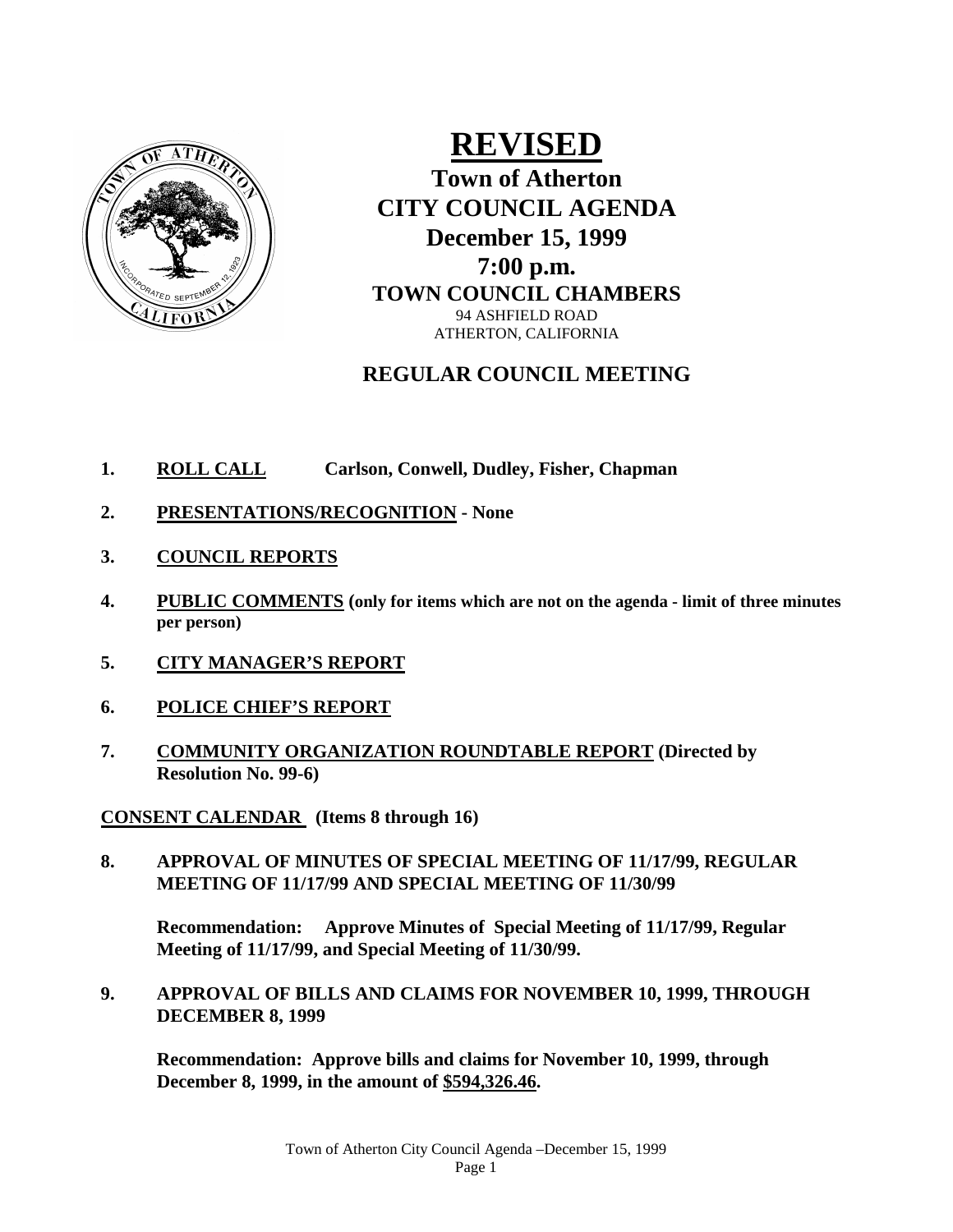# REVISED

## Town of Atherton
## CITY COUNCIL AGENDA
## December 15, 1999
## 7:00 p.m.
### TOWN COUNCIL CHAMBERS

94 ASHFIELD ROAD
ATHERTON, CALIFORNIA

## REGULAR COUNCIL MEETING

1. **ROLL CALL** **Carlson, Conwell, Dudley, Fisher, Chapman**

2. **PRESENTATIONS/RECOGNITION - None**

3. **COUNCIL REPORTS**

4. **PUBLIC COMMENTS (only for items which are not on the agenda - limit of three minutes per person)**

5. **CITY MANAGER'S REPORT**

6. **POLICE CHIEF'S REPORT**

7. **COMMUNITY ORGANIZATION ROUNDTABLE REPORT (Directed by Resolution No. 99-6)**

**CONSENT CALENDAR (Items 8 through 16)**

8. **APPROVAL OF MINUTES OF SPECIAL MEETING OF 11/17/99, REGULAR MEETING OF 11/17/99 AND SPECIAL MEETING OF 11/30/99**

   **Recommendation: Approve Minutes of Special Meeting of 11/17/99, Regular Meeting of 11/17/99, and Special Meeting of 11/30/99.**

9. **APPROVAL OF BILLS AND CLAIMS FOR NOVEMBER 10, 1999, THROUGH DECEMBER 8, 1999**

   **Recommendation: Approve bills and claims for November 10, 1999, through December 8, 1999, in the amount of $594,326.46.**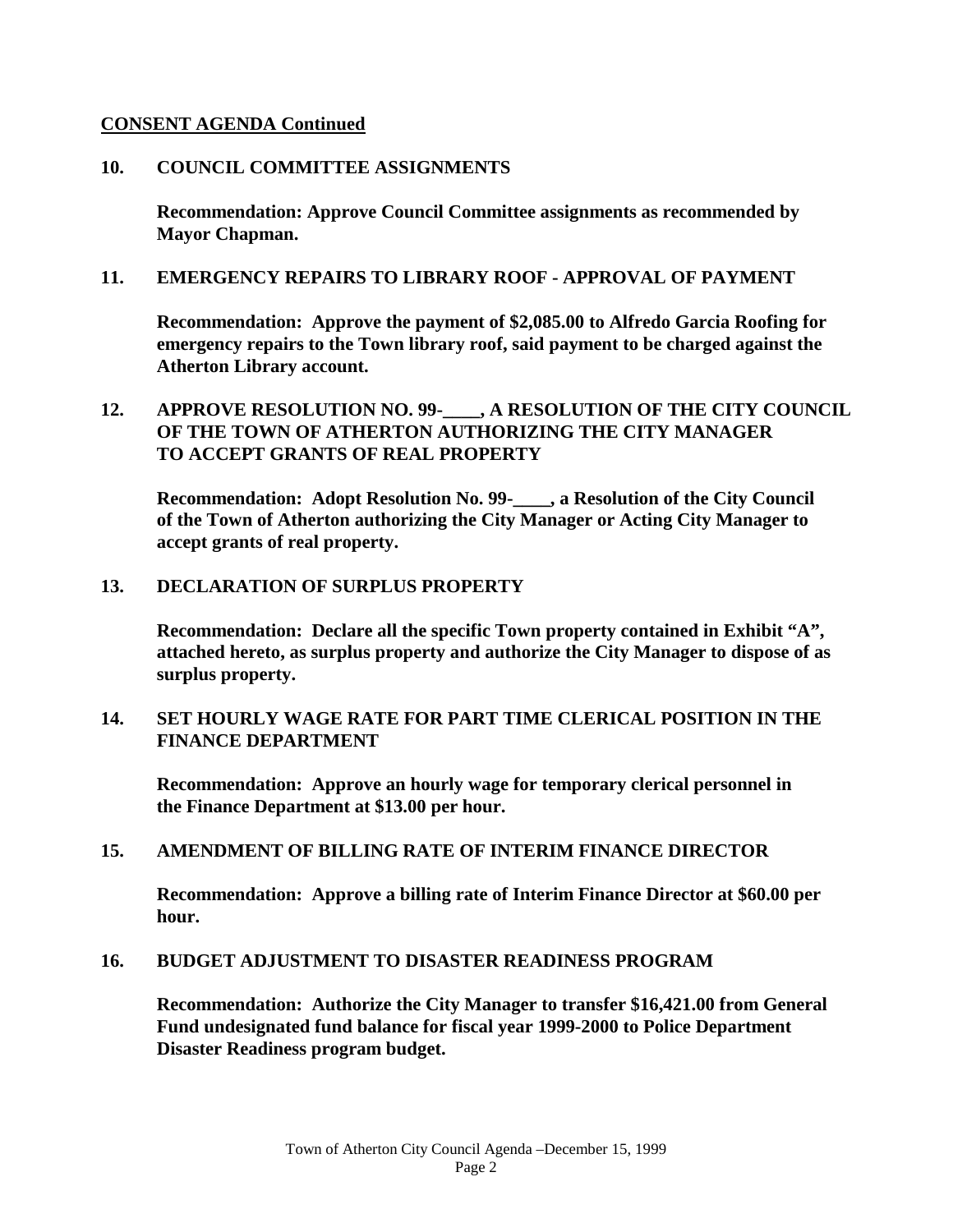## CONSENT AGENDA Continued

**10. COUNCIL COMMITTEE ASSIGNMENTS**

**Recommendation: Approve Council Committee assignments as recommended by Mayor Chapman.**

**11. EMERGENCY REPAIRS TO LIBRARY ROOF - APPROVAL OF PAYMENT**

**Recommendation: Approve the payment of $2,085.00 to Alfredo Garcia Roofing for emergency repairs to the Town library roof, said payment to be charged against the Atherton Library account.**

**12. APPROVE RESOLUTION NO. 99-____, A RESOLUTION OF THE CITY COUNCIL OF THE TOWN OF ATHERTON AUTHORIZING THE CITY MANAGER TO ACCEPT GRANTS OF REAL PROPERTY**

**Recommendation: Adopt Resolution No. 99-____, a Resolution of the City Council of the Town of Atherton authorizing the City Manager or Acting City Manager to accept grants of real property.**

**13. DECLARATION OF SURPLUS PROPERTY**

**Recommendation: Declare all the specific Town property contained in Exhibit "A", attached hereto, as surplus property and authorize the City Manager to dispose of as surplus property.**

**14. SET HOURLY WAGE RATE FOR PART TIME CLERICAL POSITION IN THE FINANCE DEPARTMENT**

**Recommendation: Approve an hourly wage for temporary clerical personnel in the Finance Department at $13.00 per hour.**

**15. AMENDMENT OF BILLING RATE OF INTERIM FINANCE DIRECTOR**

**Recommendation: Approve a billing rate of Interim Finance Director at $60.00 per hour.**

**16. BUDGET ADJUSTMENT TO DISASTER READINESS PROGRAM**

**Recommendation: Authorize the City Manager to transfer $16,421.00 from General Fund undesignated fund balance for fiscal year 1999-2000 to Police Department Disaster Readiness program budget.**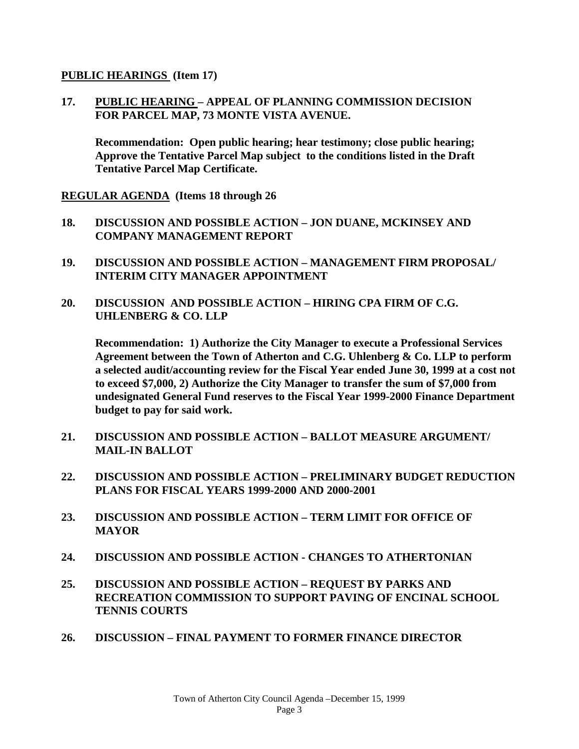**PUBLIC HEARINGS (Item 17)**

**17. PUBLIC HEARING – APPEAL OF PLANNING COMMISSION DECISION FOR PARCEL MAP, 73 MONTE VISTA AVENUE.**

**Recommendation: Open public hearing; hear testimony; close public hearing; Approve the Tentative Parcel Map subject to the conditions listed in the Draft Tentative Parcel Map Certificate.**

**REGULAR AGENDA (Items 18 through 26**

**18. DISCUSSION AND POSSIBLE ACTION – JON DUANE, MCKINSEY AND COMPANY MANAGEMENT REPORT**

**19. DISCUSSION AND POSSIBLE ACTION – MANAGEMENT FIRM PROPOSAL/ INTERIM CITY MANAGER APPOINTMENT**

**20. DISCUSSION AND POSSIBLE ACTION – HIRING CPA FIRM OF C.G. UHLENBERG & CO. LLP**

**Recommendation: 1) Authorize the City Manager to execute a Professional Services Agreement between the Town of Atherton and C.G. Uhlenberg & Co. LLP to perform a selected audit/accounting review for the Fiscal Year ended June 30, 1999 at a cost not to exceed $7,000, 2) Authorize the City Manager to transfer the sum of $7,000 from undesignated General Fund reserves to the Fiscal Year 1999-2000 Finance Department budget to pay for said work.**

**21. DISCUSSION AND POSSIBLE ACTION – BALLOT MEASURE ARGUMENT/ MAIL-IN BALLOT**

**22. DISCUSSION AND POSSIBLE ACTION – PRELIMINARY BUDGET REDUCTION PLANS FOR FISCAL YEARS 1999-2000 AND 2000-2001**

**23. DISCUSSION AND POSSIBLE ACTION – TERM LIMIT FOR OFFICE OF MAYOR**

**24. DISCUSSION AND POSSIBLE ACTION - CHANGES TO ATHERTONIAN**

**25. DISCUSSION AND POSSIBLE ACTION – REQUEST BY PARKS AND RECREATION COMMISSION TO SUPPORT PAVING OF ENCINAL SCHOOL TENNIS COURTS**

**26. DISCUSSION – FINAL PAYMENT TO FORMER FINANCE DIRECTOR**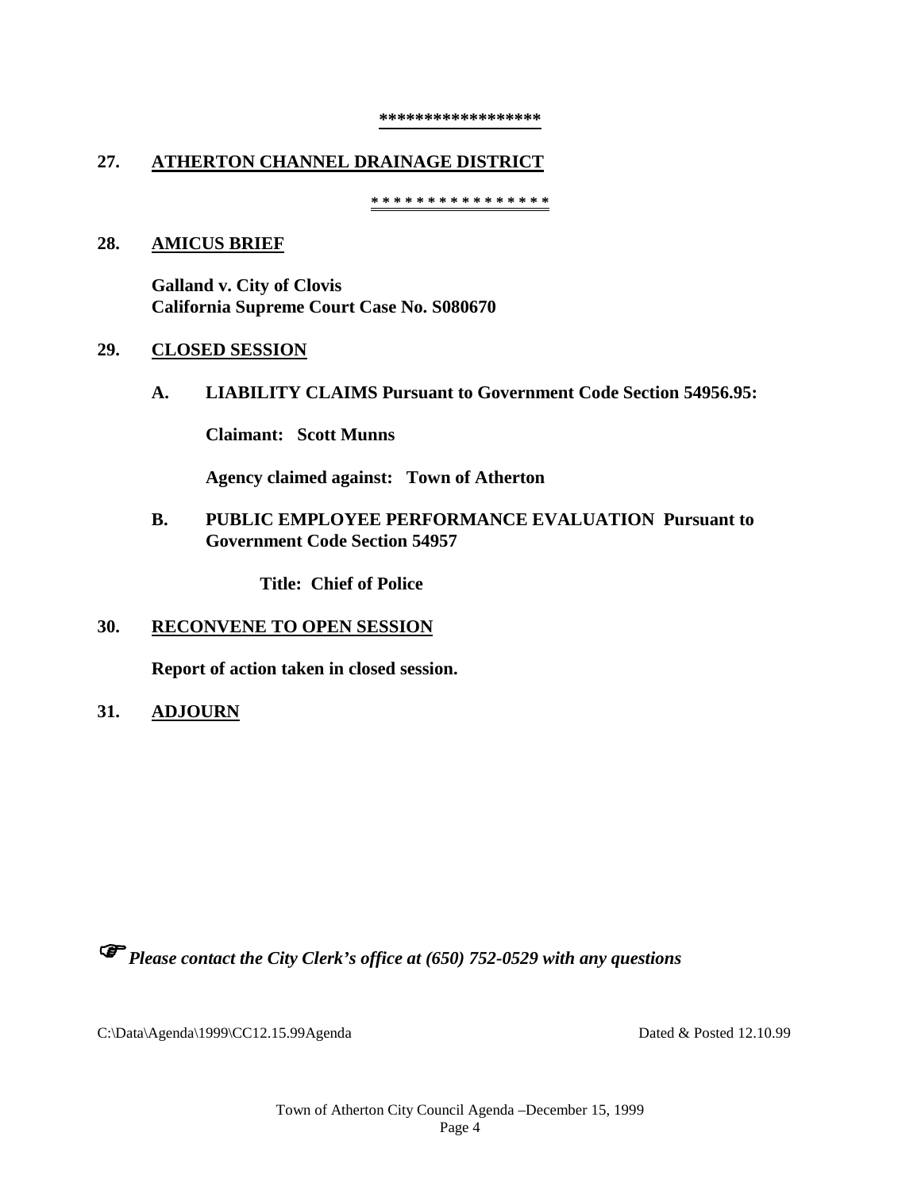**\*\*\*\*\*\*\*\*\*\*\*\*\*\*\*\*\***

**27. ATHERTON CHANNEL DRAINAGE DISTRICT**

**\* \* \* \* \* \* \* \* \* \* \* \* \* \* \* \***

**28. AMICUS BRIEF**

**Galland v. City of Clovis**
**California Supreme Court Case No. S080670**

**29. CLOSED SESSION**

**A. LIABILITY CLAIMS Pursuant to Government Code Section 54956.95:**

**Claimant: Scott Munns**

**Agency claimed against: Town of Atherton**

**B. PUBLIC EMPLOYEE PERFORMANCE EVALUATION Pursuant to Government Code Section 54957**

**Title: Chief of Police**

**30. RECONVENE TO OPEN SESSION**

**Report of action taken in closed session.**

**31. ADJOURN**

☞ ***Please contact the City Clerk's office at (650) 752-0529 with any questions***

C:\Data\Agenda\1999\CC12.15.99Agenda Dated & Posted 12.10.99